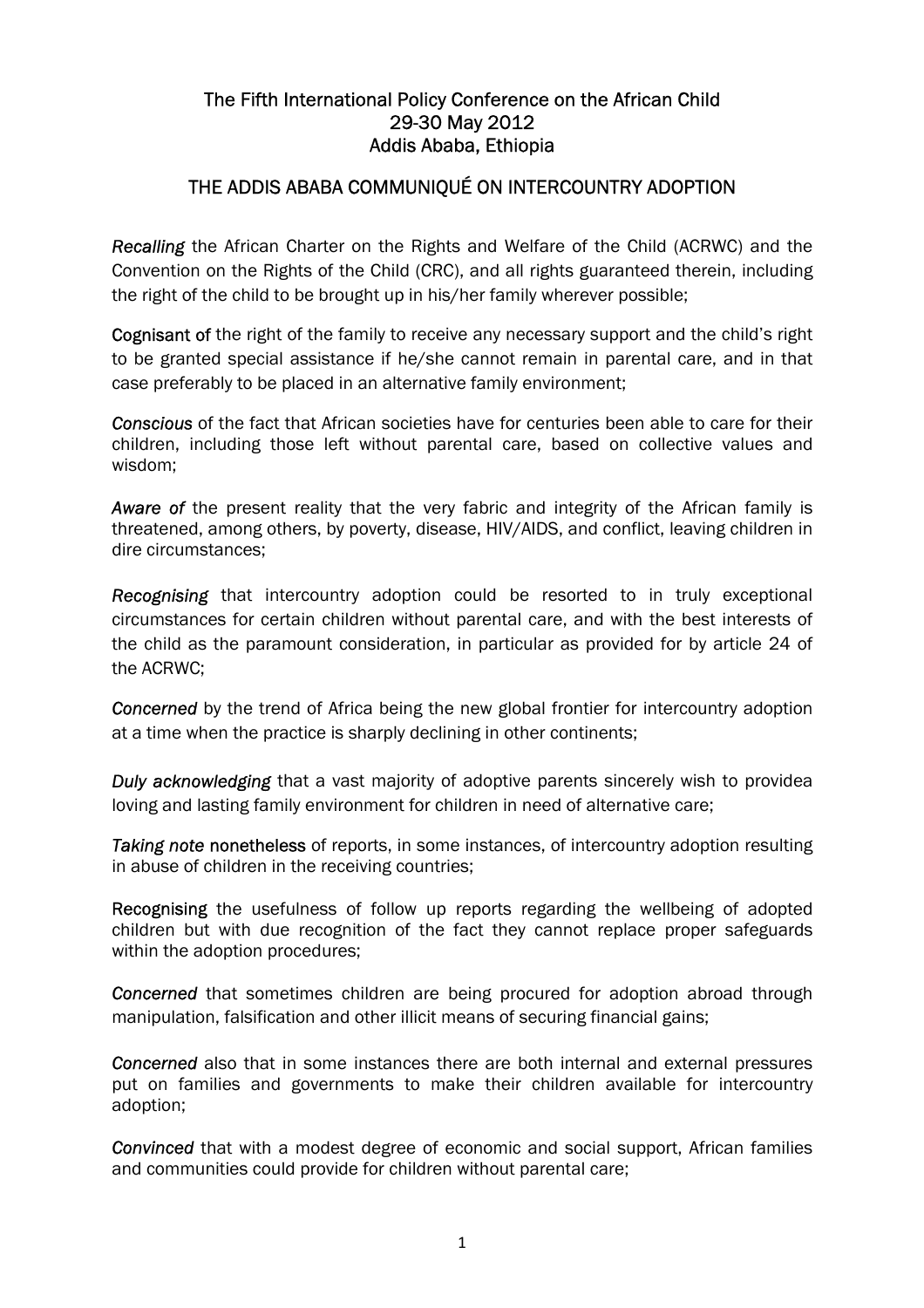## The Fifth International Policy Conference on the African Child
## 29-30 May 2012
## Addis Ababa, Ethiopia

## THE ADDIS ABABA COMMUNIQUÉ ON INTERCOUNTRY ADOPTION

*Recalling* the African Charter on the Rights and Welfare of the Child (ACRWC) and the Convention on the Rights of the Child (CRC), and all rights guaranteed therein, including the right of the child to be brought up in his/her family wherever possible;

**Cognisant of** the right of the family to receive any necessary support and the child's right to be granted special assistance if he/she cannot remain in parental care, and in that case preferably to be placed in an alternative family environment;

*Conscious* of the fact that African societies have for centuries been able to care for their children, including those left without parental care, based on collective values and wisdom;

*Aware of* the present reality that the very fabric and integrity of the African family is threatened, among others, by poverty, disease, HIV/AIDS, and conflict, leaving children in dire circumstances;

*Recognising* that intercountry adoption could be resorted to in truly exceptional circumstances for certain children without parental care, and with the best interests of the child as the paramount consideration, in particular as provided for by article 24 of the ACRWC;

*Concerned* by the trend of Africa being the new global frontier for intercountry adoption at a time when the practice is sharply declining in other continents;

*Duly acknowledging* that a vast majority of adoptive parents sincerely wish to providea loving and lasting family environment for children in need of alternative care;

*Taking note* **nonetheless** of reports, in some instances, of intercountry adoption resulting in abuse of children in the receiving countries;

**Recognising** the usefulness of follow up reports regarding the wellbeing of adopted children but with due recognition of the fact they cannot replace proper safeguards within the adoption procedures;

*Concerned* that sometimes children are being procured for adoption abroad through manipulation, falsification and other illicit means of securing financial gains;

*Concerned* also that in some instances there are both internal and external pressures put on families and governments to make their children available for intercountry adoption;

*Convinced* that with a modest degree of economic and social support, African families and communities could provide for children without parental care;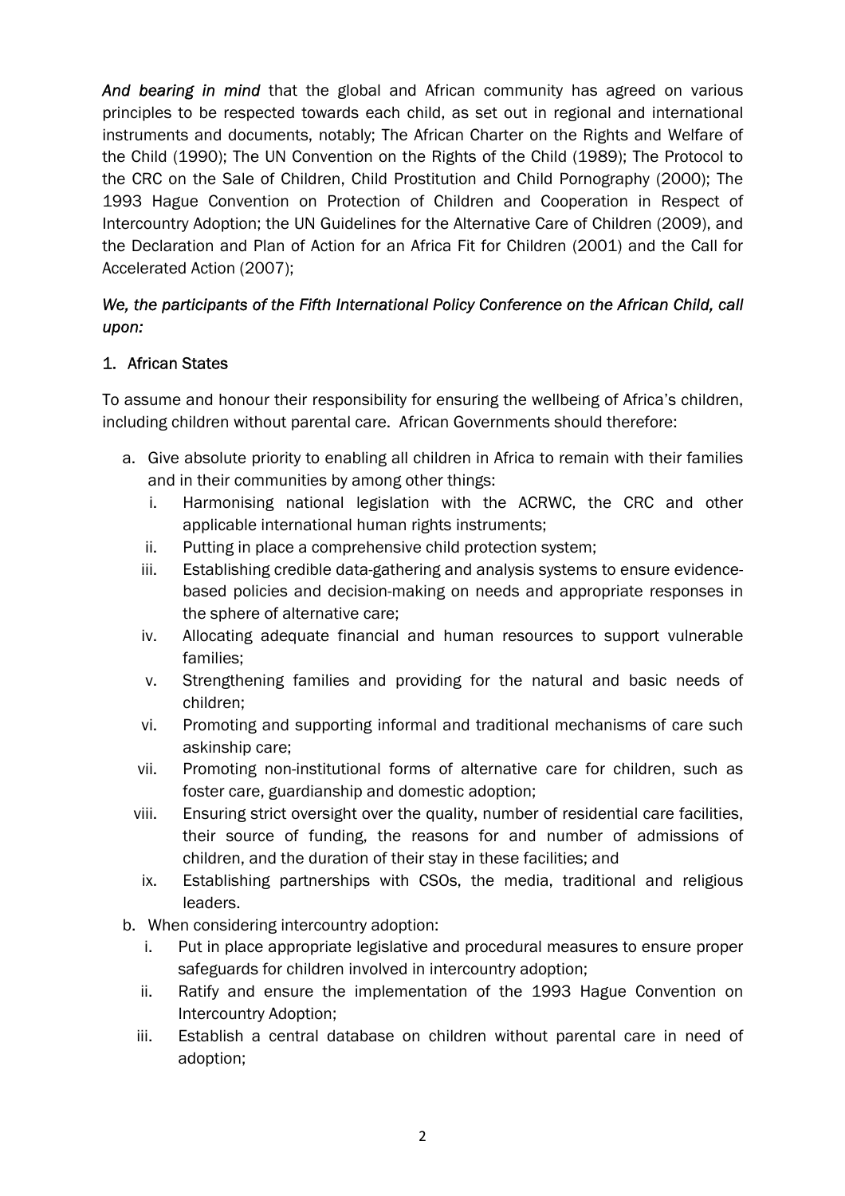*And bearing in mind* that the global and African community has agreed on various principles to be respected towards each child, as set out in regional and international instruments and documents, notably; The African Charter on the Rights and Welfare of the Child (1990); The UN Convention on the Rights of the Child (1989); The Protocol to the CRC on the Sale of Children, Child Prostitution and Child Pornography (2000); The 1993 Hague Convention on Protection of Children and Cooperation in Respect of Intercountry Adoption; the UN Guidelines for the Alternative Care of Children (2009), and the Declaration and Plan of Action for an Africa Fit for Children (2001) and the Call for Accelerated Action (2007);

*We, the participants of the Fifth International Policy Conference on the African Child, call upon:*

1. African States

To assume and honour their responsibility for ensuring the wellbeing of Africa's children, including children without parental care. African Governments should therefore:

a. Give absolute priority to enabling all children in Africa to remain with their families and in their communities by among other things:
   i. Harmonising national legislation with the ACRWC, the CRC and other applicable international human rights instruments;
   ii. Putting in place a comprehensive child protection system;
   iii. Establishing credible data-gathering and analysis systems to ensure evidence-based policies and decision-making on needs and appropriate responses in the sphere of alternative care;
   iv. Allocating adequate financial and human resources to support vulnerable families;
   v. Strengthening families and providing for the natural and basic needs of children;
   vi. Promoting and supporting informal and traditional mechanisms of care such askinship care;
   vii. Promoting non-institutional forms of alternative care for children, such as foster care, guardianship and domestic adoption;
   viii. Ensuring strict oversight over the quality, number of residential care facilities, their source of funding, the reasons for and number of admissions of children, and the duration of their stay in these facilities; and
   ix. Establishing partnerships with CSOs, the media, traditional and religious leaders.
b. When considering intercountry adoption:
   i. Put in place appropriate legislative and procedural measures to ensure proper safeguards for children involved in intercountry adoption;
   ii. Ratify and ensure the implementation of the 1993 Hague Convention on Intercountry Adoption;
   iii. Establish a central database on children without parental care in need of adoption;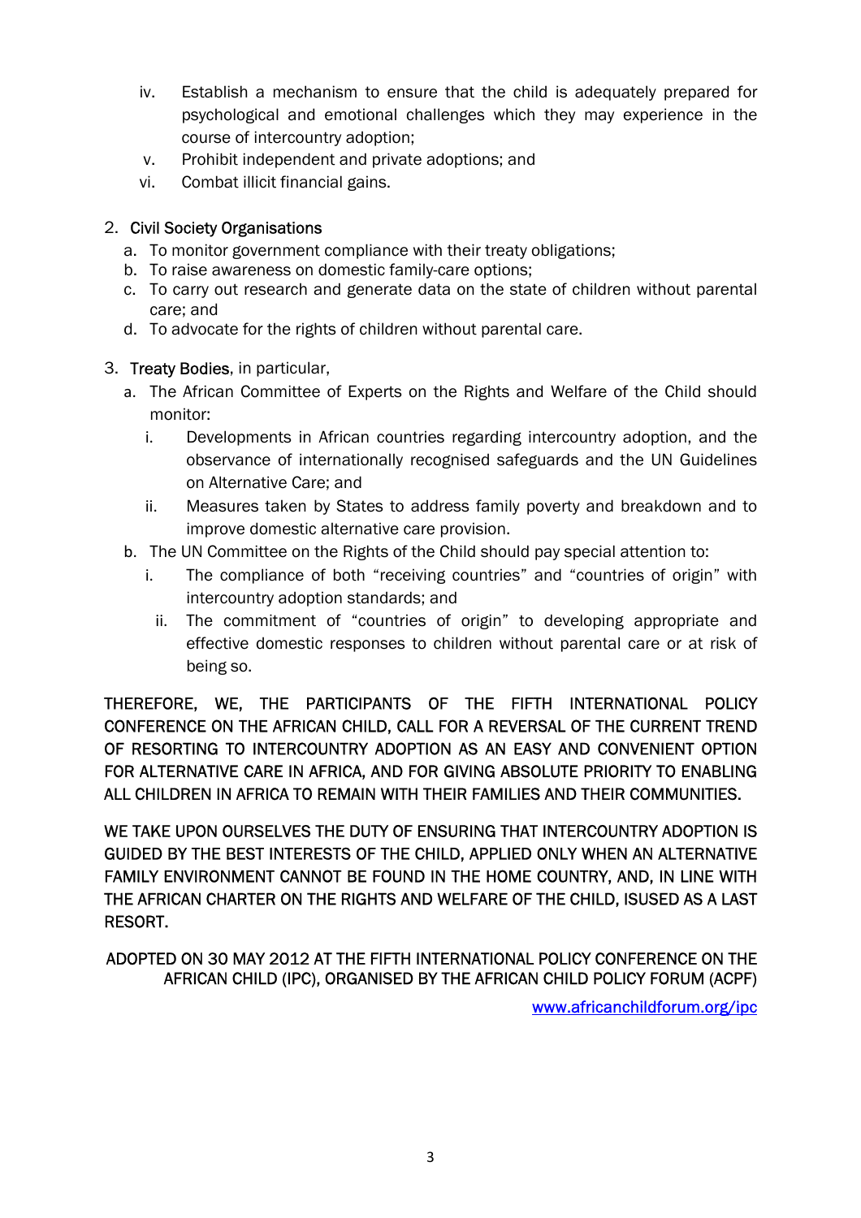iv. Establish a mechanism to ensure that the child is adequately prepared for psychological and emotional challenges which they may experience in the course of intercountry adoption;
v. Prohibit independent and private adoptions; and
vi. Combat illicit financial gains.

2. Civil Society Organisations
   a. To monitor government compliance with their treaty obligations;
   b. To raise awareness on domestic family-care options;
   c. To carry out research and generate data on the state of children without parental care; and
   d. To advocate for the rights of children without parental care.

3. Treaty Bodies, in particular,
   a. The African Committee of Experts on the Rights and Welfare of the Child should monitor:
      i. Developments in African countries regarding intercountry adoption, and the observance of internationally recognised safeguards and the UN Guidelines on Alternative Care; and
      ii. Measures taken by States to address family poverty and breakdown and to improve domestic alternative care provision.
   b. The UN Committee on the Rights of the Child should pay special attention to:
      i. The compliance of both "receiving countries" and "countries of origin" with intercountry adoption standards; and
      ii. The commitment of "countries of origin" to developing appropriate and effective domestic responses to children without parental care or at risk of being so.

THEREFORE, WE, THE PARTICIPANTS OF THE FIFTH INTERNATIONAL POLICY CONFERENCE ON THE AFRICAN CHILD, CALL FOR A REVERSAL OF THE CURRENT TREND OF RESORTING TO INTERCOUNTRY ADOPTION AS AN EASY AND CONVENIENT OPTION FOR ALTERNATIVE CARE IN AFRICA, AND FOR GIVING ABSOLUTE PRIORITY TO ENABLING ALL CHILDREN IN AFRICA TO REMAIN WITH THEIR FAMILIES AND THEIR COMMUNITIES.

WE TAKE UPON OURSELVES THE DUTY OF ENSURING THAT INTERCOUNTRY ADOPTION IS GUIDED BY THE BEST INTERESTS OF THE CHILD, APPLIED ONLY WHEN AN ALTERNATIVE FAMILY ENVIRONMENT CANNOT BE FOUND IN THE HOME COUNTRY, AND, IN LINE WITH THE AFRICAN CHARTER ON THE RIGHTS AND WELFARE OF THE CHILD, ISUSED AS A LAST RESORT.

ADOPTED ON 30 MAY 2012 AT THE FIFTH INTERNATIONAL POLICY CONFERENCE ON THE AFRICAN CHILD (IPC), ORGANISED BY THE AFRICAN CHILD POLICY FORUM (ACPF)

www.africanchildforum.org/ipc